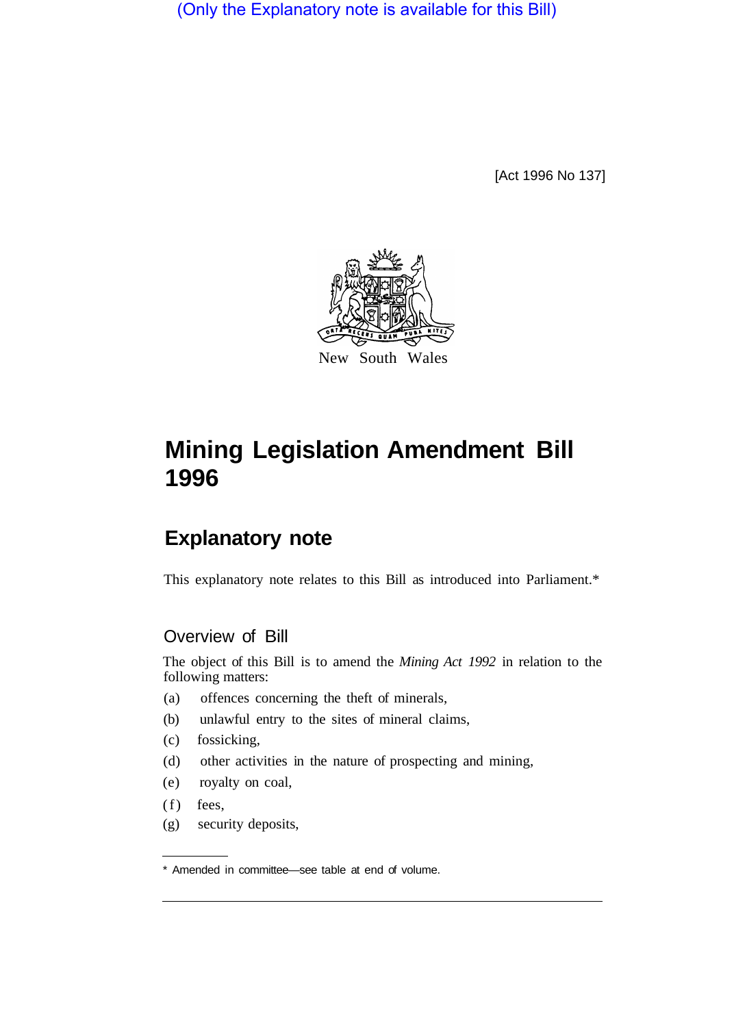(Only the Explanatory note is available for this Bill)

[Act 1996 No 137]

New South Wales

# Mining Legislation Amendment Bill 1996

## Explanatory note

This explanatory note relates to this Bill as introduced into Parliament.*

### Overview of Bill

The object of this Bill is to amend the *Mining Act 1992* in relation to the following matters:

(a) offences concerning the theft of minerals,

(b) unlawful entry to the sites of mineral claims,

(c) fossicking,

(d) other activities in the nature of prospecting and mining,

(e) royalty on coal,

(f) fees,

(g) security deposits,

* Amended in committee—see table at end of volume.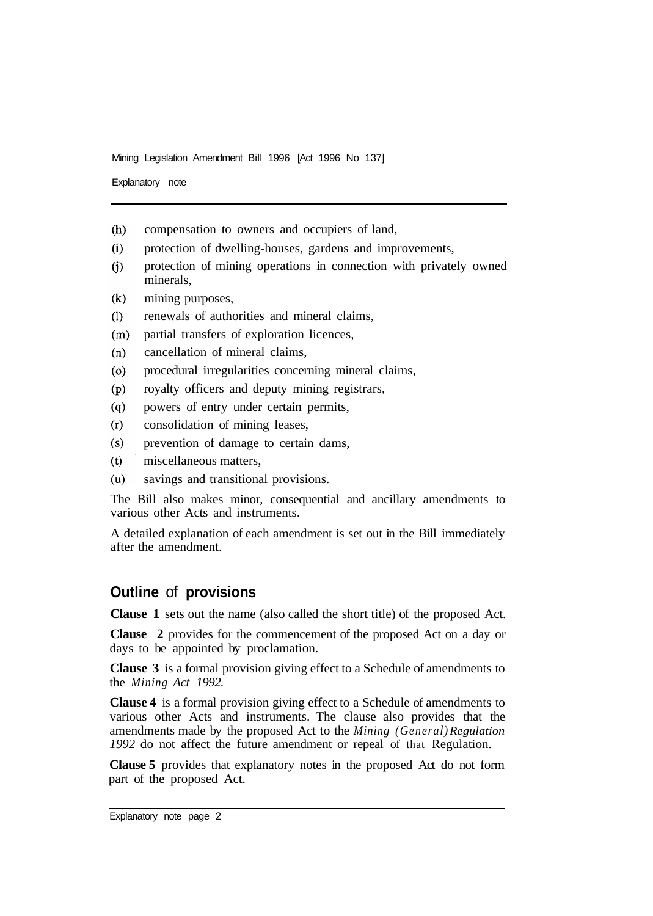(h) compensation to owners and occupiers of land,
(i) protection of dwelling-houses, gardens and improvements,
(j) protection of mining operations in connection with privately owned minerals,
(k) mining purposes,
(l) renewals of authorities and mineral claims,
(m) partial transfers of exploration licences,
(n) cancellation of mineral claims,
(o) procedural irregularities concerning mineral claims,
(p) royalty officers and deputy mining registrars,
(q) powers of entry under certain permits,
(r) consolidation of mining leases,
(s) prevention of damage to certain dams,
(t) miscellaneous matters,
(u) savings and transitional provisions.

The Bill also makes minor, consequential and ancillary amendments to various other Acts and instruments.

A detailed explanation of each amendment is set out in the Bill immediately after the amendment.

## Outline of provisions

**Clause 1** sets out the name (also called the short title) of the proposed Act.

**Clause 2** provides for the commencement of the proposed Act on a day or days to be appointed by proclamation.

**Clause 3** is a formal provision giving effect to a Schedule of amendments to the *Mining Act 1992.*

**Clause 4** is a formal provision giving effect to a Schedule of amendments to various other Acts and instruments. The clause also provides that the amendments made by the proposed Act to the *Mining (General) Regulation 1992* do not affect the future amendment or repeal of that Regulation.

**Clause 5** provides that explanatory notes in the proposed Act do not form part of the proposed Act.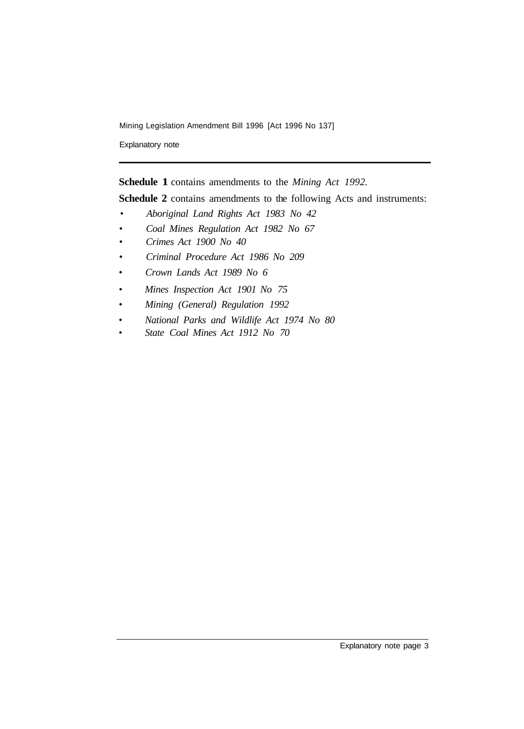**Schedule 1** contains amendments to the *Mining Act 1992*.

**Schedule 2** contains amendments to the following Acts and instruments:

- *Aboriginal Land Rights Act 1983 No 42*
- *Coal Mines Regulation Act 1982 No 67*
- *Crimes Act 1900 No 40*
- *Criminal Procedure Act 1986 No 209*
- *Crown Lands Act 1989 No 6*
- *Mines Inspection Act 1901 No 75*
- *Mining (General) Regulation 1992*
- *National Parks and Wildlife Act 1974 No 80*
- *State Coal Mines Act 1912 No 70*